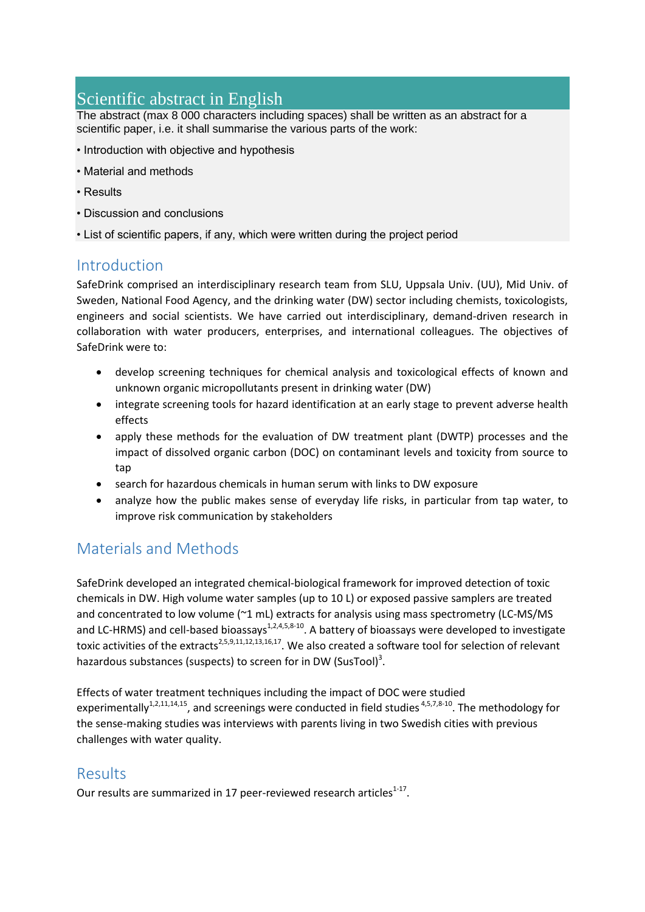# Scientific abstract in English

The abstract (max 8 000 characters including spaces) shall be written as an abstract for a scientific paper, i.e. it shall summarise the various parts of the work:

- Introduction with objective and hypothesis
- Material and methods
- Results
- Discussion and conclusions
- List of scientific papers, if any, which were written during the project period

## Introduction

SafeDrink comprised an interdisciplinary research team from SLU, Uppsala Univ. (UU), Mid Univ. of Sweden, National Food Agency, and the drinking water (DW) sector including chemists, toxicologists, engineers and social scientists. We have carried out interdisciplinary, demand-driven research in collaboration with water producers, enterprises, and international colleagues. The objectives of SafeDrink were to:

- develop screening techniques for chemical analysis and toxicological effects of known and unknown organic micropollutants present in drinking water (DW)
- integrate screening tools for hazard identification at an early stage to prevent adverse health effects
- apply these methods for the evaluation of DW treatment plant (DWTP) processes and the impact of dissolved organic carbon (DOC) on contaminant levels and toxicity from source to tap
- search for hazardous chemicals in human serum with links to DW exposure
- analyze how the public makes sense of everyday life risks, in particular from tap water, to improve risk communication by stakeholders

## Materials and Methods

SafeDrink developed an integrated chemical-biological framework for improved detection of toxic chemicals in DW. High volume water samples (up to 10 L) or exposed passive samplers are treated and concentrated to low volume (~1 mL) extracts for analysis using mass spectrometry (LC-MS/MS and LC-HRMS) and cell-based bioassays[1,2,4,5,8-10]. A battery of bioassays were developed to investigate toxic activities of the extracts[2,5,9,11,12,13,16,17]. We also created a software tool for selection of relevant hazardous substances (suspects) to screen for in DW (SusTool)[3].

Effects of water treatment techniques including the impact of DOC were studied experimentally[1,2,11,14,15], and screenings were conducted in field studies [4,5,7,8-10]. The methodology for the sense-making studies was interviews with parents living in two Swedish cities with previous challenges with water quality.

## Results

Our results are summarized in 17 peer-reviewed research articles[1-17].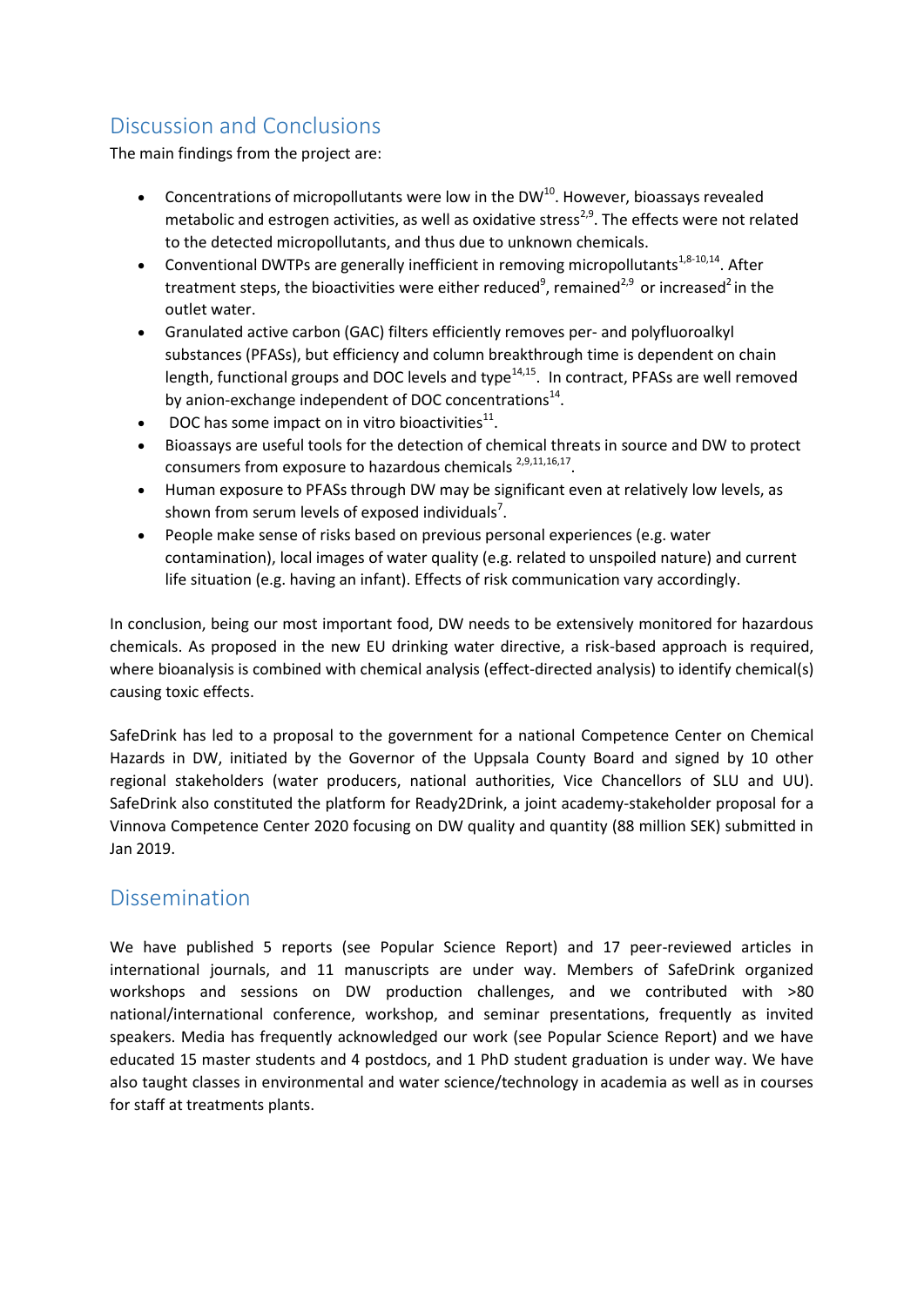## Discussion and Conclusions

The main findings from the project are:

- Concentrations of micropollutants were low in the DW[10]. However, bioassays revealed metabolic and estrogen activities, as well as oxidative stress[2,9]. The effects were not related to the detected micropollutants, and thus due to unknown chemicals.
- Conventional DWTPs are generally inefficient in removing micropollutants[1,8-10,14]. After treatment steps, the bioactivities were either reduced[9], remained[2,9] or increased[2] in the outlet water.
- Granulated active carbon (GAC) filters efficiently removes per- and polyfluoroalkyl substances (PFASs), but efficiency and column breakthrough time is dependent on chain length, functional groups and DOC levels and type[14,15]. In contract, PFASs are well removed by anion-exchange independent of DOC concentrations[14].
- DOC has some impact on in vitro bioactivities[11].
- Bioassays are useful tools for the detection of chemical threats in source and DW to protect consumers from exposure to hazardous chemicals [2,9,11,16,17].
- Human exposure to PFASs through DW may be significant even at relatively low levels, as shown from serum levels of exposed individuals[7].
- People make sense of risks based on previous personal experiences (e.g. water contamination), local images of water quality (e.g. related to unspoiled nature) and current life situation (e.g. having an infant). Effects of risk communication vary accordingly.

In conclusion, being our most important food, DW needs to be extensively monitored for hazardous chemicals. As proposed in the new EU drinking water directive, a risk-based approach is required, where bioanalysis is combined with chemical analysis (effect-directed analysis) to identify chemical(s) causing toxic effects.

SafeDrink has led to a proposal to the government for a national Competence Center on Chemical Hazards in DW, initiated by the Governor of the Uppsala County Board and signed by 10 other regional stakeholders (water producers, national authorities, Vice Chancellors of SLU and UU). SafeDrink also constituted the platform for Ready2Drink, a joint academy-stakeholder proposal for a Vinnova Competence Center 2020 focusing on DW quality and quantity (88 million SEK) submitted in Jan 2019.

## Dissemination

We have published 5 reports (see Popular Science Report) and 17 peer-reviewed articles in international journals, and 11 manuscripts are under way. Members of SafeDrink organized workshops and sessions on DW production challenges, and we contributed with >80 national/international conference, workshop, and seminar presentations, frequently as invited speakers. Media has frequently acknowledged our work (see Popular Science Report) and we have educated 15 master students and 4 postdocs, and 1 PhD student graduation is under way. We have also taught classes in environmental and water science/technology in academia as well as in courses for staff at treatments plants.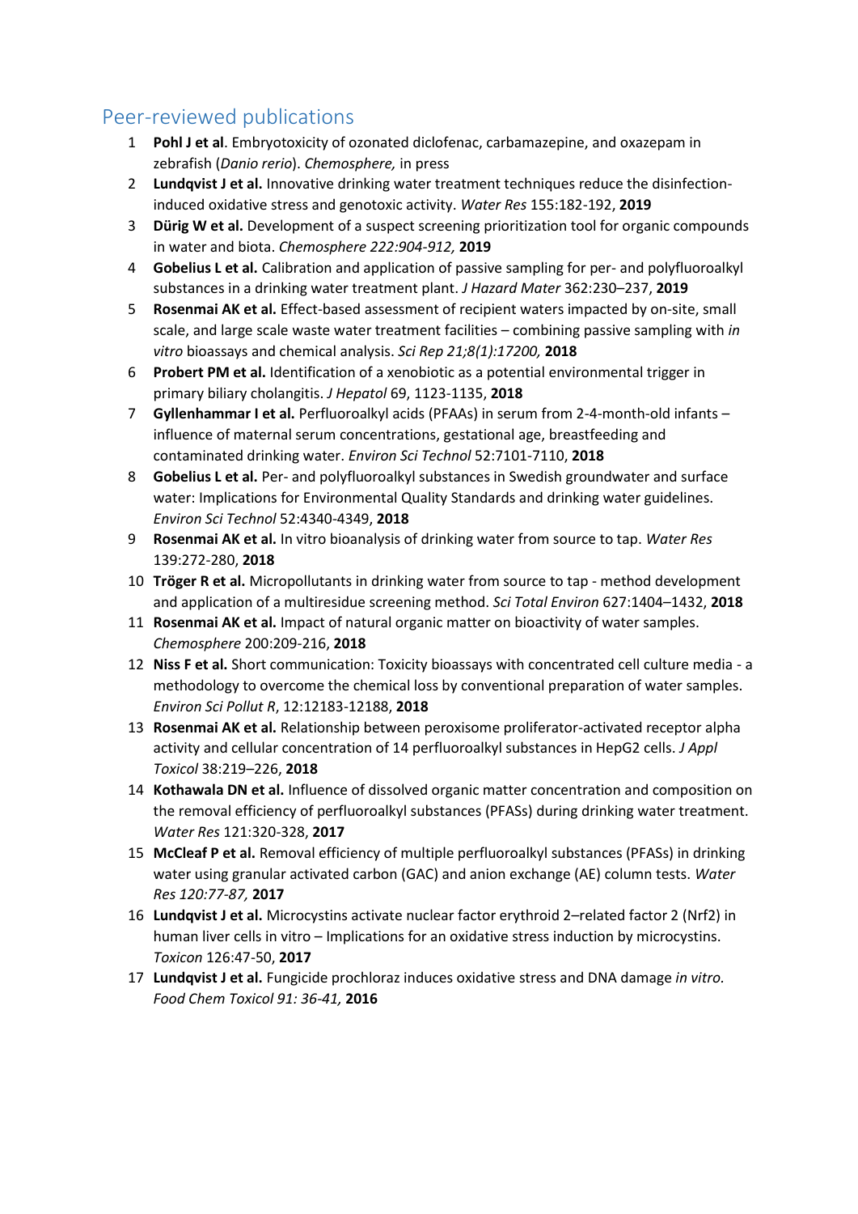## Peer-reviewed publications

1. **Pohl J et al**. Embryotoxicity of ozonated diclofenac, carbamazepine, and oxazepam in zebrafish (*Danio rerio*). *Chemosphere,* in press
2. **Lundqvist J et al.** Innovative drinking water treatment techniques reduce the disinfection-induced oxidative stress and genotoxic activity. *Water Res* 155:182-192, **2019**
3. **Dürig W et al.** Development of a suspect screening prioritization tool for organic compounds in water and biota. *Chemosphere 222:904-912,* **2019**
4. **Gobelius L et al.** Calibration and application of passive sampling for per- and polyfluoroalkyl substances in a drinking water treatment plant. *J Hazard Mater* 362:230–237, **2019**
5. **Rosenmai AK et al.** Effect-based assessment of recipient waters impacted by on-site, small scale, and large scale waste water treatment facilities – combining passive sampling with *in vitro* bioassays and chemical analysis. *Sci Rep 21;8(1):17200,* **2018**
6. **Probert PM et al.** Identification of a xenobiotic as a potential environmental trigger in primary biliary cholangitis. *J Hepatol* 69, 1123-1135, **2018**
7. **Gyllenhammar I et al.** Perfluoroalkyl acids (PFAAs) in serum from 2-4-month-old infants – influence of maternal serum concentrations, gestational age, breastfeeding and contaminated drinking water. *Environ Sci Technol* 52:7101-7110, **2018**
8. **Gobelius L et al.** Per- and polyfluoroalkyl substances in Swedish groundwater and surface water: Implications for Environmental Quality Standards and drinking water guidelines. *Environ Sci Technol* 52:4340-4349, **2018**
9. **Rosenmai AK et al.** In vitro bioanalysis of drinking water from source to tap. *Water Res* 139:272-280, **2018**
10. **Tröger R et al.** Micropollutants in drinking water from source to tap - method development and application of a multiresidue screening method. *Sci Total Environ* 627:1404–1432, **2018**
11. **Rosenmai AK et al.** Impact of natural organic matter on bioactivity of water samples. *Chemosphere* 200:209-216, **2018**
12. **Niss F et al.** Short communication: Toxicity bioassays with concentrated cell culture media - a methodology to overcome the chemical loss by conventional preparation of water samples. *Environ Sci Pollut R*, 12:12183-12188, **2018**
13. **Rosenmai AK et al.** Relationship between peroxisome proliferator-activated receptor alpha activity and cellular concentration of 14 perfluoroalkyl substances in HepG2 cells. *J Appl Toxicol* 38:219–226, **2018**
14. **Kothawala DN et al.** Influence of dissolved organic matter concentration and composition on the removal efficiency of perfluoroalkyl substances (PFASs) during drinking water treatment. *Water Res* 121:320-328, **2017**
15. **McCleaf P et al.** Removal efficiency of multiple perfluoroalkyl substances (PFASs) in drinking water using granular activated carbon (GAC) and anion exchange (AE) column tests. *Water Res 120:77-87,* **2017**
16. **Lundqvist J et al.** Microcystins activate nuclear factor erythroid 2–related factor 2 (Nrf2) in human liver cells in vitro – Implications for an oxidative stress induction by microcystins. *Toxicon* 126:47-50, **2017**
17. **Lundqvist J et al.** Fungicide prochloraz induces oxidative stress and DNA damage *in vitro. Food Chem Toxicol 91: 36-41,* **2016**